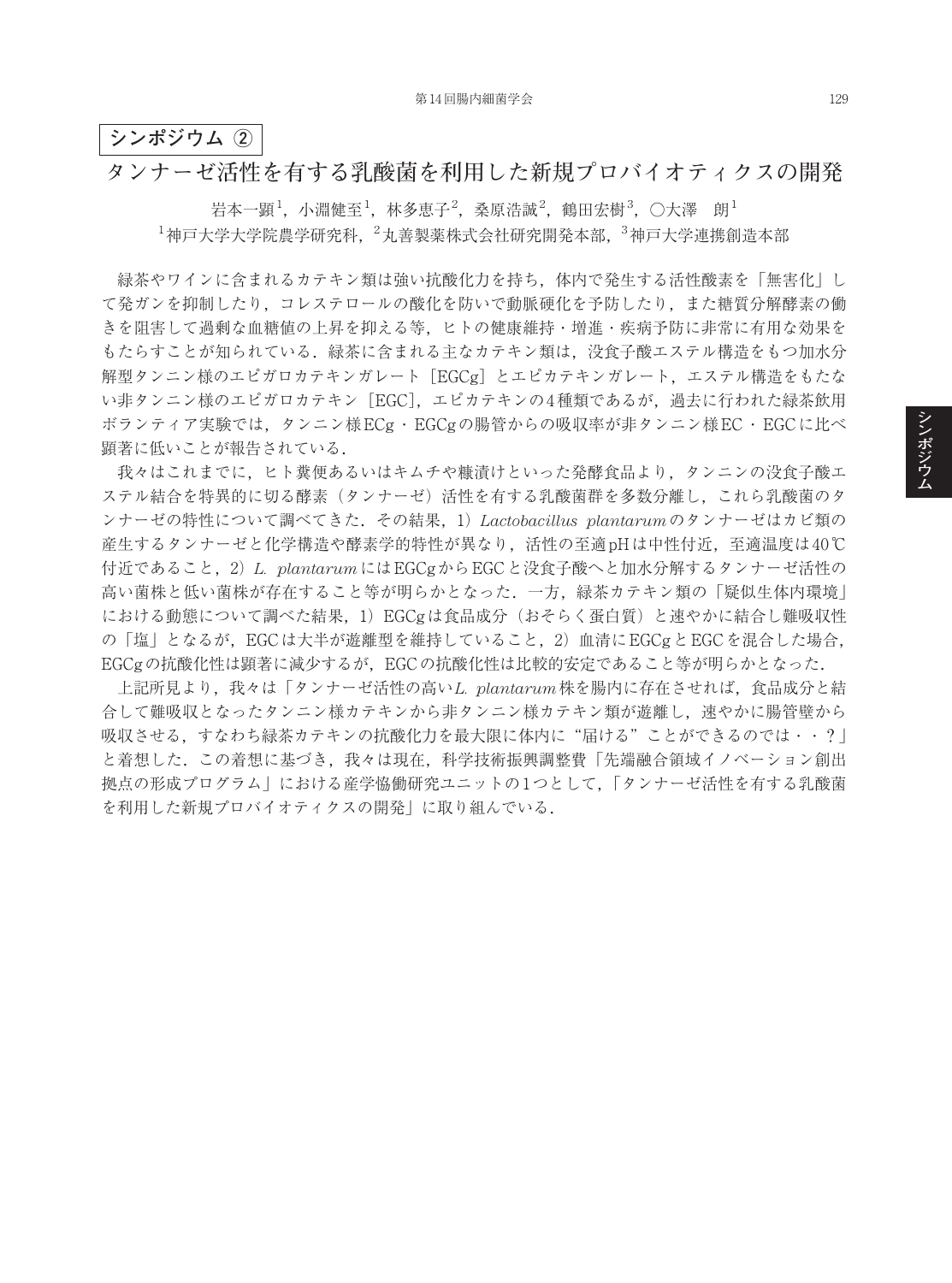**シンポジウム ②**

# タンナーゼ活性を有する乳酸菌を利用した新規プロバイオティクスの開発

岩本一顕[1]，小淵健至[1]，林多恵子[2]，桑原浩誠[2]，鶴田宏樹[3]，○大澤　朗[1]

[1]神戸大学大学院農学研究科，[2]丸善製薬株式会社研究開発本部，[3]神戸大学連携創造本部

緑茶やワインに含まれるカテキン類は強い抗酸化力を持ち，体内で発生する活性酸素を「無害化」して発ガンを抑制したり，コレステロールの酸化を防いで動脈硬化を予防したり，また糖質分解酵素の働きを阻害して過剰な血糖値の上昇を抑える等，ヒトの健康維持・増進・疾病予防に非常に有用な効果をもたらすことが知られている．緑茶に含まれる主なカテキン類は，没食子酸エステル構造をもつ加水分解型タンニン様のエピガロカテキンガレート［EGCg］とエピカテキンガレート，エステル構造をもたない非タンニン様のエピガロカテキン［EGC］，エピカテキンの4種類であるが，過去に行われた緑茶飲用ボランティア実験では，タンニン様ECg・EGCgの腸管からの吸収率が非タンニン様EC・EGCに比べ顕著に低いことが報告されている．

我々はこれまでに，ヒト糞便あるいはキムチや糠漬けといった発酵食品より，タンニンの没食子酸エステル結合を特異的に切る酵素（タンナーゼ）活性を有する乳酸菌群を多数分離し，これら乳酸菌のタンナーゼの特性について調べてきた．その結果，1）*Lactobacillus plantarum* のタンナーゼはカビ類の産生するタンナーゼと化学構造や酵素学的特性が異なり，活性の至適pHは中性付近，至適温度は40℃付近であること，2）*L. plantarum* にはEGCgからEGCと没食子酸へと加水分解するタンナーゼ活性の高い菌株と低い菌株が存在すること等が明らかとなった．一方，緑茶カテキン類の「疑似生体内環境」における動態について調べた結果，1）EGCgは食品成分（おそらく蛋白質）と速やかに結合し難吸収性の「塩」となるが，EGCは大半が遊離型を維持していること，2）血清にEGCgとEGCを混合した場合，EGCgの抗酸化性は顕著に減少するが，EGCの抗酸化性は比較的安定であること等が明らかとなった．

上記所見より，我々は「タンナーゼ活性の高い *L. plantarum* 株を腸内に存在させれば，食品成分と結合して難吸収となったタンニン様カテキンから非タンニン様カテキン類が遊離し，速やかに腸管壁から吸収させる，すなわち緑茶カテキンの抗酸化力を最大限に体内に“届ける”ことができるのでは・・？」と着想した．この着想に基づき，我々は現在，科学技術振興調整費「先端融合領域イノベーション創出拠点の形成プログラム」における産学協働研究ユニットの1つとして，「タンナーゼ活性を有する乳酸菌を利用した新規プロバイオティクスの開発」に取り組んでいる．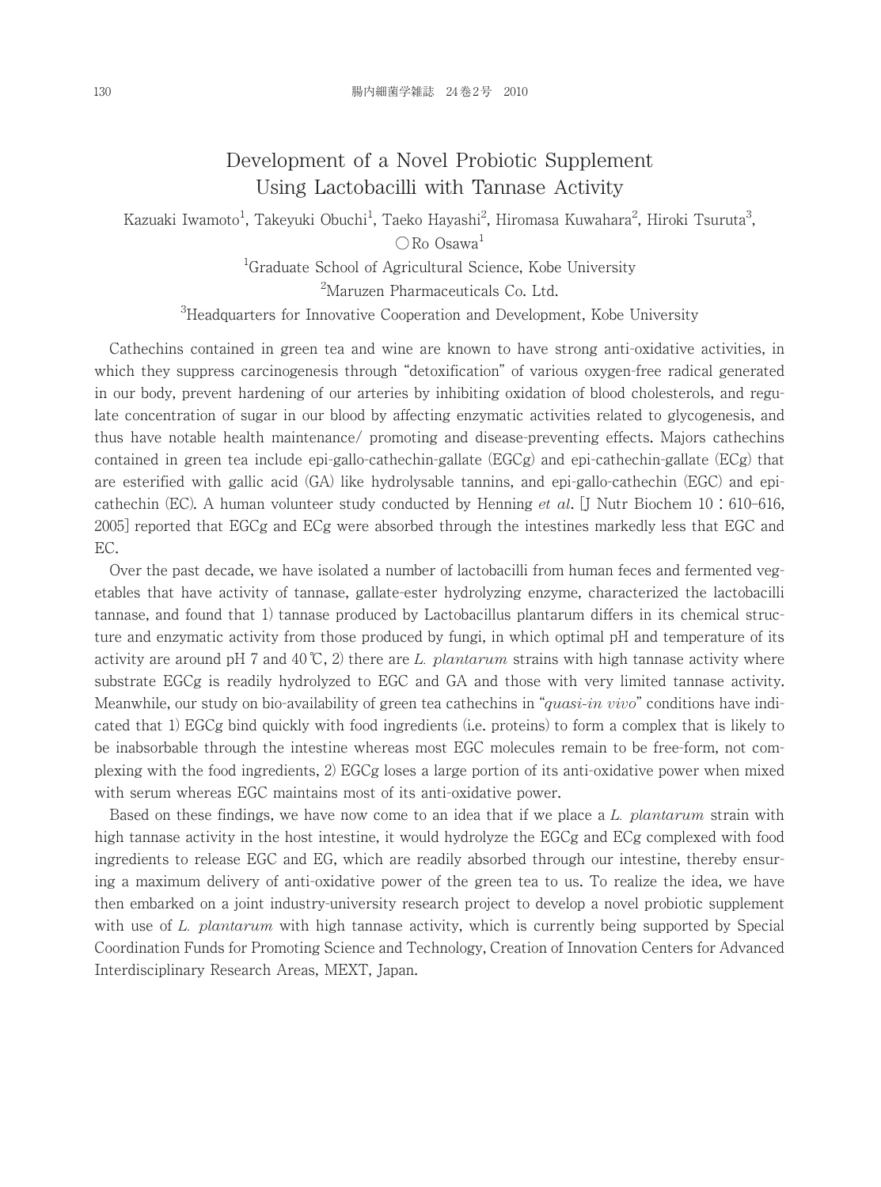# Development of a Novel Probiotic Supplement Using Lactobacilli with Tannase Activity

Kazuaki Iwamoto[1], Takeyuki Obuchi[1], Taeko Hayashi[2], Hiromasa Kuwahara[2], Hiroki Tsuruta[3], ○Ro Osawa[1]

[1]Graduate School of Agricultural Science, Kobe University

[2]Maruzen Pharmaceuticals Co. Ltd.

[3]Headquarters for Innovative Cooperation and Development, Kobe University

Cathechins contained in green tea and wine are known to have strong anti-oxidative activities, in which they suppress carcinogenesis through "detoxification" of various oxygen-free radical generated in our body, prevent hardening of our arteries by inhibiting oxidation of blood cholesterols, and regulate concentration of sugar in our blood by affecting enzymatic activities related to glycogenesis, and thus have notable health maintenance/ promoting and disease-preventing effects. Majors cathechins contained in green tea include epi-gallo-cathechin-gallate (EGCg) and epi-cathechin-gallate (ECg) that are esterified with gallic acid (GA) like hydrolysable tannins, and epi-gallo-cathechin (EGC) and epi-cathechin (EC). A human volunteer study conducted by Henning *et al*. [J Nutr Biochem 10 : 610–616, 2005] reported that EGCg and ECg were absorbed through the intestines markedly less that EGC and EC.

Over the past decade, we have isolated a number of lactobacilli from human feces and fermented vegetables that have activity of tannase, gallate-ester hydrolyzing enzyme, characterized the lactobacilli tannase, and found that 1) tannase produced by Lactobacillus plantarum differs in its chemical structure and enzymatic activity from those produced by fungi, in which optimal pH and temperature of its activity are around pH 7 and 40℃, 2) there are *L. plantarum* strains with high tannase activity where substrate EGCg is readily hydrolyzed to EGC and GA and those with very limited tannase activity. Meanwhile, our study on bio-availability of green tea cathechins in "*quasi-in vivo*" conditions have indicated that 1) EGCg bind quickly with food ingredients (i.e. proteins) to form a complex that is likely to be inabsorbable through the intestine whereas most EGC molecules remain to be free-form, not complexing with the food ingredients, 2) EGCg loses a large portion of its anti-oxidative power when mixed with serum whereas EGC maintains most of its anti-oxidative power.

Based on these findings, we have now come to an idea that if we place a *L. plantarum* strain with high tannase activity in the host intestine, it would hydrolyze the EGCg and ECg complexed with food ingredients to release EGC and EG, which are readily absorbed through our intestine, thereby ensuring a maximum delivery of anti-oxidative power of the green tea to us. To realize the idea, we have then embarked on a joint industry-university research project to develop a novel probiotic supplement with use of *L. plantarum* with high tannase activity, which is currently being supported by Special Coordination Funds for Promoting Science and Technology, Creation of Innovation Centers for Advanced Interdisciplinary Research Areas, MEXT, Japan.